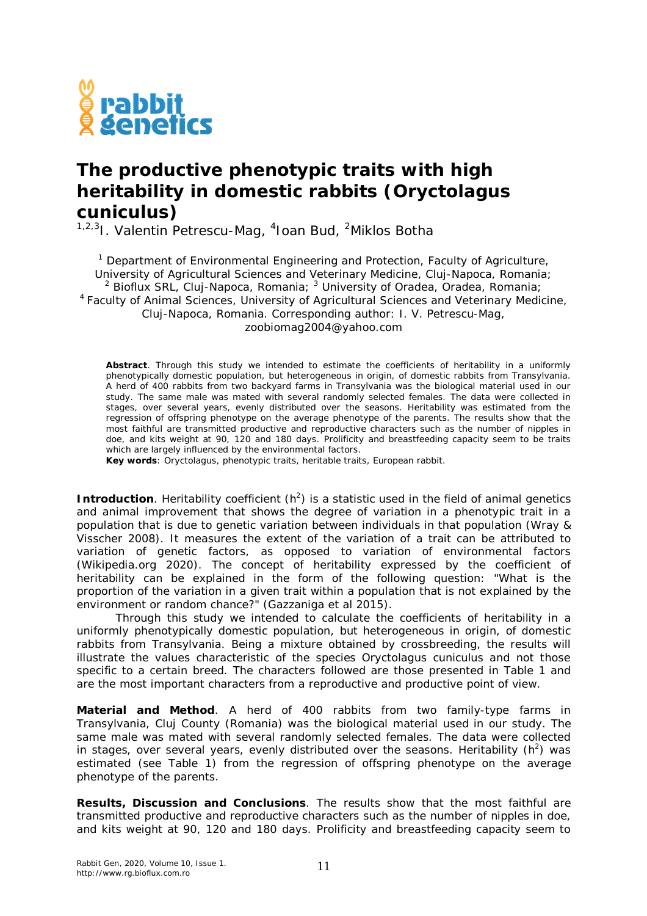# The productive phenotypic traits with high heritability in domestic rabbits (Oryctolagus cuniculus)

[1,2,3]I. Valentin Petrescu-Mag, [4]Ioan Bud, [2]Miklos Botha

[1] Department of Environmental Engineering and Protection, Faculty of Agriculture, University of Agricultural Sciences and Veterinary Medicine, Cluj-Napoca, Romania; [2] Bioflux SRL, Cluj-Napoca, Romania; [3] University of Oradea, Oradea, Romania; [4] Faculty of Animal Sciences, University of Agricultural Sciences and Veterinary Medicine, Cluj-Napoca, Romania. Corresponding author: I. V. Petrescu-Mag, zoobiomag2004@yahoo.com

**Abstract**. Through this study we intended to estimate the coefficients of heritability in a uniformly phenotypically domestic population, but heterogeneous in origin, of domestic rabbits from Transylvania. A herd of 400 rabbits from two backyard farms in Transylvania was the biological material used in our study. The same male was mated with several randomly selected females. The data were collected in stages, over several years, evenly distributed over the seasons. Heritability was estimated from the regression of offspring phenotype on the average phenotype of the parents. The results show that the most faithful are transmitted productive and reproductive characters such as the number of nipples in doe, and kits weight at 90, 120 and 180 days. Prolificity and breastfeeding capacity seem to be traits which are largely influenced by the environmental factors.

**Key words**: Oryctolagus, phenotypic traits, heritable traits, European rabbit.

**Introduction**. Heritability coefficient ($h^2$) is a statistic used in the field of animal genetics and animal improvement that shows the degree of variation in a phenotypic trait in a population that is due to genetic variation between individuals in that population (Wray & Visscher 2008). It measures the extent of the variation of a trait can be attributed to variation of genetic factors, as opposed to variation of environmental factors (Wikipedia.org 2020). The concept of heritability expressed by the coefficient of heritability can be explained in the form of the following question: "What is the proportion of the variation in a given trait within a population that is not explained by the environment or random chance?" (Gazzaniga et al 2015).

Through this study we intended to calculate the coefficients of heritability in a uniformly phenotypically domestic population, but heterogeneous in origin, of domestic rabbits from Transylvania. Being a mixture obtained by crossbreeding, the results will illustrate the values characteristic of the species Oryctolagus cuniculus and not those specific to a certain breed. The characters followed are those presented in Table 1 and are the most important characters from a reproductive and productive point of view.

**Material and Method**. A herd of 400 rabbits from two family-type farms in Transylvania, Cluj County (Romania) was the biological material used in our study. The same male was mated with several randomly selected females. The data were collected in stages, over several years, evenly distributed over the seasons. Heritability ($h^2$) was estimated (see Table 1) from the regression of offspring phenotype on the average phenotype of the parents.

**Results, Discussion and Conclusions**. The results show that the most faithful are transmitted productive and reproductive characters such as the number of nipples in doe, and kits weight at 90, 120 and 180 days. Prolificity and breastfeeding capacity seem to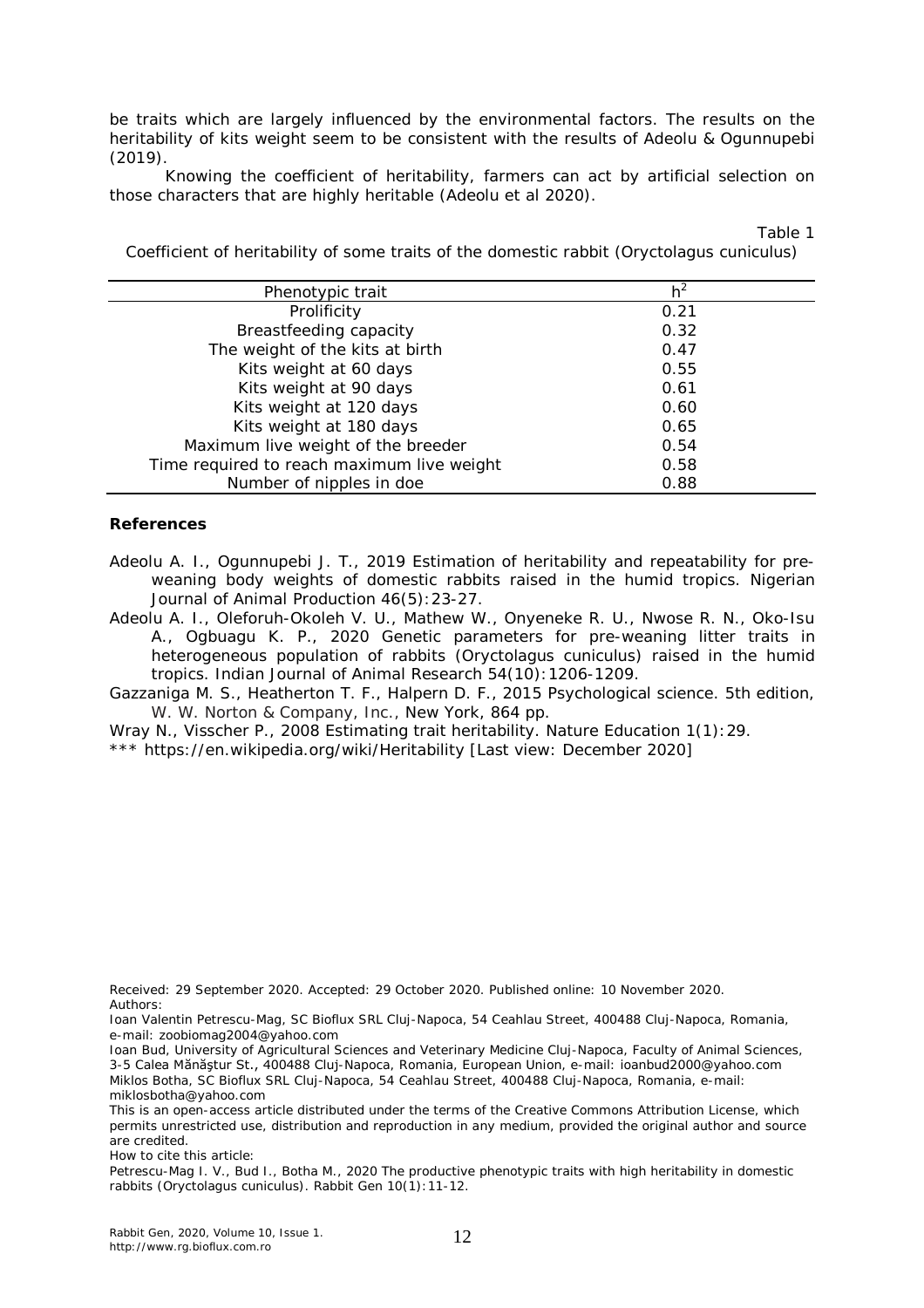be traits which are largely influenced by the environmental factors. The results on the heritability of kits weight seem to be consistent with the results of Adeolu & Ogunnupebi (2019).

Knowing the coefficient of heritability, farmers can act by artificial selection on those characters that are highly heritable (Adeolu et al 2020).

Table 1

Coefficient of heritability of some traits of the domestic rabbit (*Oryctolagus cuniculus*)

| Phenotypic trait | $h^2$ |
| --- | --- |
| Prolificity | 0.21 |
| Breastfeeding capacity | 0.32 |
| The weight of the kits at birth | 0.47 |
| Kits weight at 60 days | 0.55 |
| Kits weight at 90 days | 0.61 |
| Kits weight at 120 days | 0.60 |
| Kits weight at 180 days | 0.65 |
| Maximum live weight of the breeder | 0.54 |
| Time required to reach maximum live weight | 0.58 |
| Number of nipples in doe | 0.88 |

**References**

Adeolu A. I., Ogunnupebi J. T., 2019 Estimation of heritability and repeatability for pre-weaning body weights of domestic rabbits raised in the humid tropics. Nigerian Journal of Animal Production 46(5):23-27.

Adeolu A. I., Oleforuh-Okoleh V. U., Mathew W., Onyeneke R. U., Nwose R. N., Oko-Isu A., Ogbuagu K. P., 2020 Genetic parameters for pre-weaning litter traits in heterogeneous population of rabbits (*Oryctolagus cuniculus*) raised in the humid tropics. Indian Journal of Animal Research 54(10):1206-1209.

Gazzaniga M. S., Heatherton T. F., Halpern D. F., 2015 Psychological science. 5th edition, W. W. Norton & Company, Inc., New York, 864 pp.

Wray N., Visscher P., 2008 Estimating trait heritability. Nature Education 1(1):29.

*** https://en.wikipedia.org/wiki/Heritability [Last view: December 2020]

Received: 29 September 2020. Accepted: 29 October 2020. Published online: 10 November 2020.

Authors:

Ioan Valentin Petrescu-Mag, SC Bioflux SRL Cluj-Napoca, 54 Ceahlau Street, 400488 Cluj-Napoca, Romania, e-mail: zoobiomag2004@yahoo.com

Ioan Bud, University of Agricultural Sciences and Veterinary Medicine Cluj-Napoca, Faculty of Animal Sciences, 3-5 Calea Mănăştur St., 400488 Cluj-Napoca, Romania, European Union, e-mail: ioanbud2000@yahoo.com

Miklos Botha, SC Bioflux SRL Cluj-Napoca, 54 Ceahlau Street, 400488 Cluj-Napoca, Romania, e-mail: miklosbotha@yahoo.com

This is an open-access article distributed under the terms of the Creative Commons Attribution License, which permits unrestricted use, distribution and reproduction in any medium, provided the original author and source are credited.

How to cite this article:

Petrescu-Mag I. V., Bud I., Botha M., 2020 The productive phenotypic traits with high heritability in domestic rabbits (*Oryctolagus cuniculus*). Rabbit Gen 10(1):11-12.